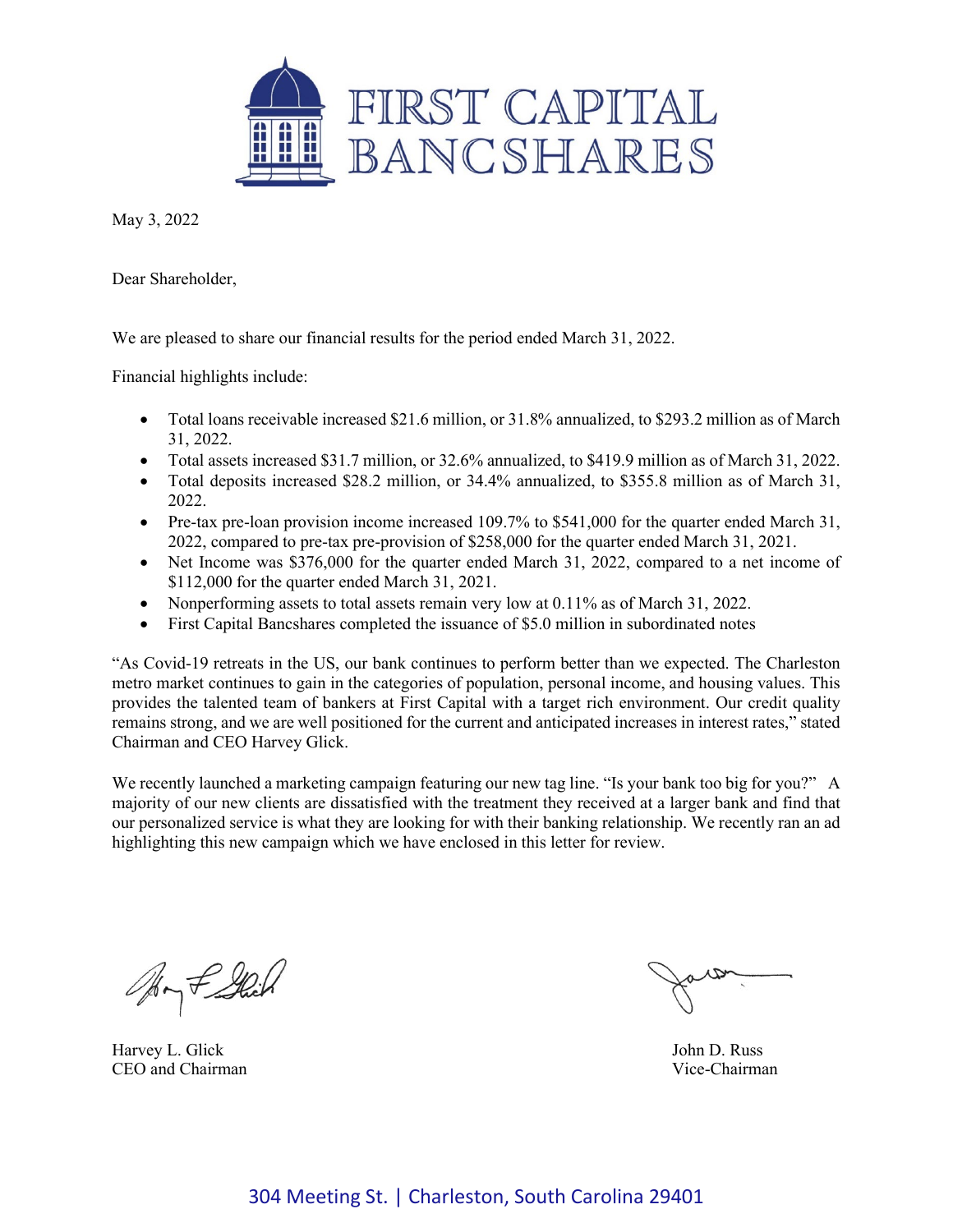# FIRST CAPITAL BANCSHARES

May 3, 2022

Dear Shareholder,

We are pleased to share our financial results for the period ended March 31, 2022.

Financial highlights include:

- Total loans receivable increased $21.6 million, or 31.8% annualized, to $293.2 million as of March 31, 2022.
- Total assets increased $31.7 million, or 32.6% annualized, to $419.9 million as of March 31, 2022.
- Total deposits increased $28.2 million, or 34.4% annualized, to $355.8 million as of March 31, 2022.
- Pre-tax pre-loan provision income increased 109.7% to $541,000 for the quarter ended March 31, 2022, compared to pre-tax pre-provision of $258,000 for the quarter ended March 31, 2021.
- Net Income was $376,000 for the quarter ended March 31, 2022, compared to a net income of $112,000 for the quarter ended March 31, 2021.
- Nonperforming assets to total assets remain very low at 0.11% as of March 31, 2022.
- First Capital Bancshares completed the issuance of $5.0 million in subordinated notes

"As Covid-19 retreats in the US, our bank continues to perform better than we expected. The Charleston metro market continues to gain in the categories of population, personal income, and housing values. This provides the talented team of bankers at First Capital with a target rich environment. Our credit quality remains strong, and we are well positioned for the current and anticipated increases in interest rates," stated Chairman and CEO Harvey Glick.

We recently launched a marketing campaign featuring our new tag line. "Is your bank too big for you?" A majority of our new clients are dissatisfied with the treatment they received at a larger bank and find that our personalized service is what they are looking for with their banking relationship. We recently ran an ad highlighting this new campaign which we have enclosed in this letter for review.

Harvey L. Glick
CEO and Chairman

John D. Russ
Vice-Chairman

304 Meeting St. | Charleston, South Carolina 29401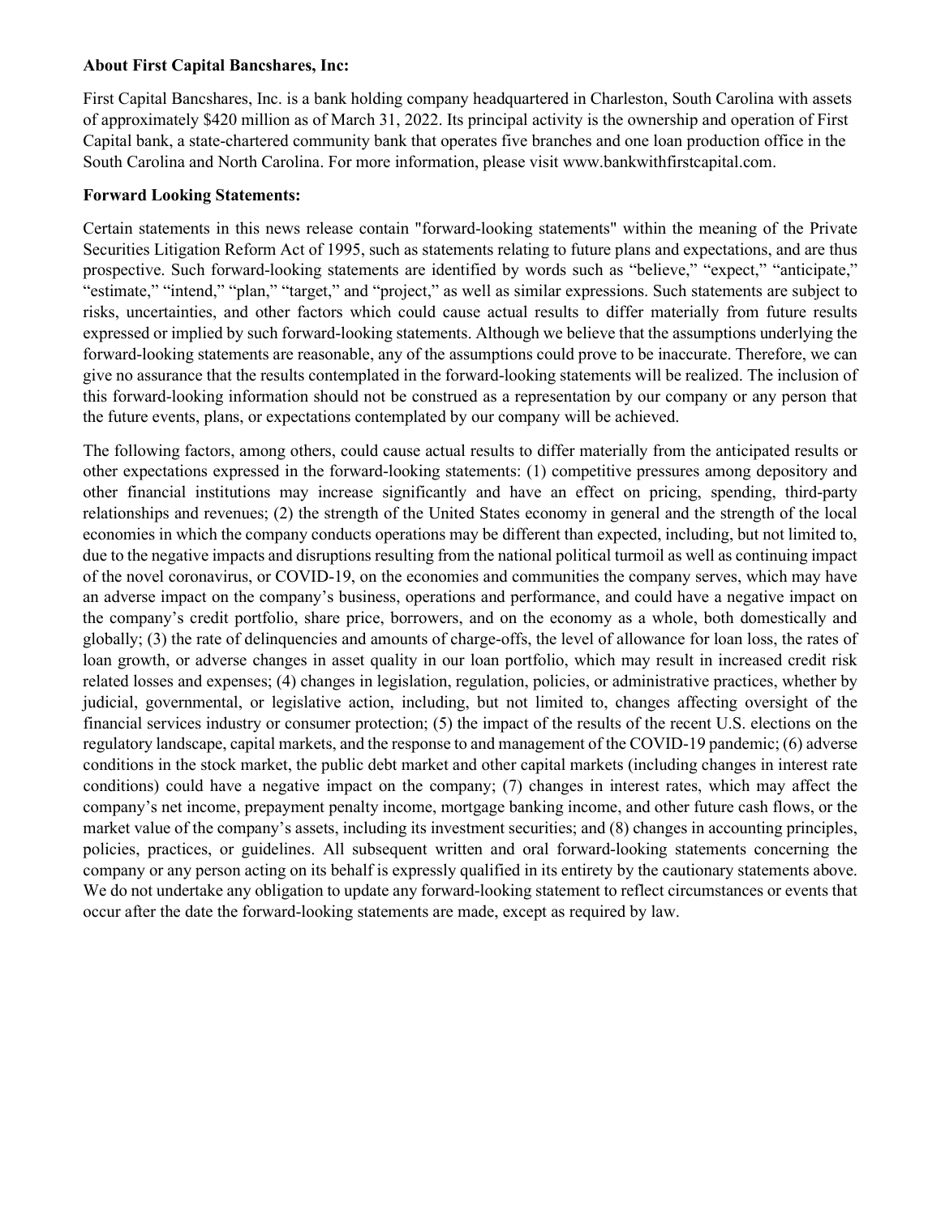**About First Capital Bancshares, Inc:**

First Capital Bancshares, Inc. is a bank holding company headquartered in Charleston, South Carolina with assets of approximately $420 million as of March 31, 2022. Its principal activity is the ownership and operation of First Capital bank, a state-chartered community bank that operates five branches and one loan production office in the South Carolina and North Carolina. For more information, please visit www.bankwithfirstcapital.com.

**Forward Looking Statements:**

Certain statements in this news release contain "forward-looking statements" within the meaning of the Private Securities Litigation Reform Act of 1995, such as statements relating to future plans and expectations, and are thus prospective. Such forward-looking statements are identified by words such as "believe," "expect," "anticipate," "estimate," "intend," "plan," "target," and "project," as well as similar expressions. Such statements are subject to risks, uncertainties, and other factors which could cause actual results to differ materially from future results expressed or implied by such forward-looking statements. Although we believe that the assumptions underlying the forward-looking statements are reasonable, any of the assumptions could prove to be inaccurate. Therefore, we can give no assurance that the results contemplated in the forward-looking statements will be realized. The inclusion of this forward-looking information should not be construed as a representation by our company or any person that the future events, plans, or expectations contemplated by our company will be achieved.

The following factors, among others, could cause actual results to differ materially from the anticipated results or other expectations expressed in the forward-looking statements: (1) competitive pressures among depository and other financial institutions may increase significantly and have an effect on pricing, spending, third-party relationships and revenues; (2) the strength of the United States economy in general and the strength of the local economies in which the company conducts operations may be different than expected, including, but not limited to, due to the negative impacts and disruptions resulting from the national political turmoil as well as continuing impact of the novel coronavirus, or COVID-19, on the economies and communities the company serves, which may have an adverse impact on the company's business, operations and performance, and could have a negative impact on the company's credit portfolio, share price, borrowers, and on the economy as a whole, both domestically and globally; (3) the rate of delinquencies and amounts of charge-offs, the level of allowance for loan loss, the rates of loan growth, or adverse changes in asset quality in our loan portfolio, which may result in increased credit risk related losses and expenses; (4) changes in legislation, regulation, policies, or administrative practices, whether by judicial, governmental, or legislative action, including, but not limited to, changes affecting oversight of the financial services industry or consumer protection; (5) the impact of the results of the recent U.S. elections on the regulatory landscape, capital markets, and the response to and management of the COVID-19 pandemic; (6) adverse conditions in the stock market, the public debt market and other capital markets (including changes in interest rate conditions) could have a negative impact on the company; (7) changes in interest rates, which may affect the company's net income, prepayment penalty income, mortgage banking income, and other future cash flows, or the market value of the company's assets, including its investment securities; and (8) changes in accounting principles, policies, practices, or guidelines. All subsequent written and oral forward-looking statements concerning the company or any person acting on its behalf is expressly qualified in its entirety by the cautionary statements above. We do not undertake any obligation to update any forward-looking statement to reflect circumstances or events that occur after the date the forward-looking statements are made, except as required by law.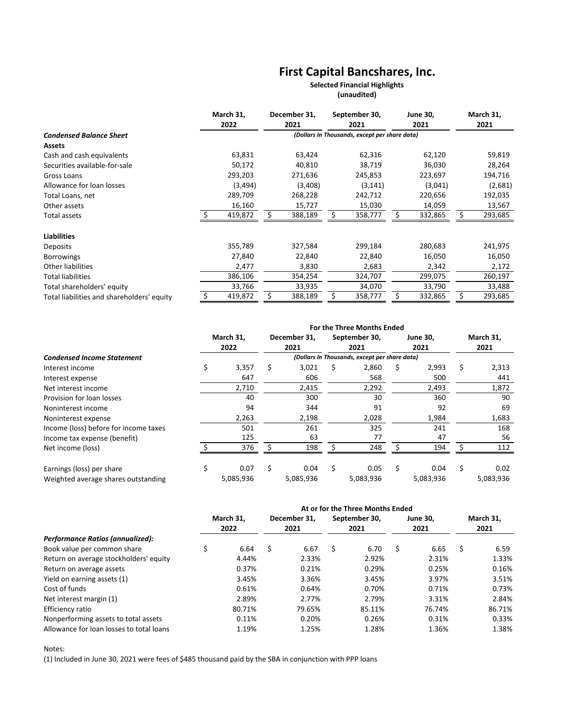# First Capital Bancshares, Inc.

**Selected Financial Highlights**
**(unaudited)**

| | March 31, 2022 | December 31, 2021 | September 30, 2021 | June 30, 2021 | March 31, 2021 |
|---|---|---|---|---|---|
| ***Condensed Balance Sheet*** | *(Dollars In Thousands, except per share data)* | | | | |
| **Assets** | | | | | |
| Cash and cash equivalents | 63,831 | 63,424 | 62,316 | 62,120 | 59,819 |
| Securities available-for-sale | 50,172 | 40,810 | 38,719 | 36,030 | 28,264 |
| Gross Loans | 293,203 | 271,636 | 245,853 | 223,697 | 194,716 |
| Allowance for loan losses | (3,494) | (3,408) | (3,141) | (3,041) | (2,681) |
| Total Loans, net | 289,709 | 268,228 | 242,712 | 220,656 | 192,035 |
| Other assets | 16,160 | 15,727 | 15,030 | 14,059 | 13,567 |
| Total assets | $ 419,872 | $ 388,189 | $ 358,777 | $ 332,865 | $ 293,685 |
| **Liabilities** | | | | | |
| Deposits | 355,789 | 327,584 | 299,184 | 280,683 | 241,975 |
| Borrowings | 27,840 | 22,840 | 22,840 | 16,050 | 16,050 |
| Other liabilities | 2,477 | 3,830 | 2,683 | 2,342 | 2,172 |
| Total liabilities | 386,106 | 354,254 | 324,707 | 299,075 | 260,197 |
| Total shareholders' equity | 33,766 | 33,935 | 34,070 | 33,790 | 33,488 |
| Total liabilities and shareholders' equity | $ 419,872 | $ 388,189 | $ 358,777 | $ 332,865 | $ 293,685 |

| | For the Three Months Ended | | | | |
|---|---|---|---|---|---|
| | March 31, 2022 | December 31, 2021 | September 30, 2021 | June 30, 2021 | March 31, 2021 |
| ***Condensed Income Statement*** | *(Dollars In Thousands, except per share data)* | | | | |
| Interest income | $ 3,357 | $ 3,021 | $ 2,860 | $ 2,993 | $ 2,313 |
| Interest expense | 647 | 606 | 568 | 500 | 441 |
| Net interest income | 2,710 | 2,415 | 2,292 | 2,493 | 1,872 |
| Provision for loan losses | 40 | 300 | 30 | 360 | 90 |
| Noninterest income | 94 | 344 | 91 | 92 | 69 |
| Noninterest expense | 2,263 | 2,198 | 2,028 | 1,984 | 1,683 |
| Income (loss) before for income taxes | 501 | 261 | 325 | 241 | 168 |
| Income tax expense (benefit) | 125 | 63 | 77 | 47 | 56 |
| Net income (loss) | $ 376 | $ 198 | $ 248 | $ 194 | $ 112 |
| Earnings (loss) per share | $ 0.07 | $ 0.04 | $ 0.05 | $ 0.04 | $ 0.02 |
| Weighted average shares outstanding | 5,085,936 | 5,085,936 | 5,083,936 | 5,083,936 | 5,083,936 |

| | At or for the Three Months Ended | | | | |
|---|---|---|---|---|---|
| | March 31, 2022 | December 31, 2021 | September 30, 2021 | June 30, 2021 | March 31, 2021 |
| ***Performance Ratios (annualized):*** | | | | | |
| Book value per common share | $ 6.64 | $ 6.67 | $ 6.70 | $ 6.65 | $ 6.59 |
| Return on average stockholders' equity | 4.44% | 2.33% | 2.92% | 2.31% | 1.33% |
| Return on average assets | 0.37% | 0.21% | 0.29% | 0.25% | 0.16% |
| Yield on earning assets (1) | 3.45% | 3.36% | 3.45% | 3.97% | 3.51% |
| Cost of funds | 0.61% | 0.64% | 0.70% | 0.71% | 0.73% |
| Net interest margin (1) | 2.89% | 2.77% | 2.79% | 3.31% | 2.84% |
| Efficiency ratio | 80.71% | 79.65% | 85.11% | 76.74% | 86.71% |
| Nonperforming assets to total assets | 0.11% | 0.20% | 0.26% | 0.31% | 0.33% |
| Allowance for loan losses to total loans | 1.19% | 1.25% | 1.28% | 1.36% | 1.38% |

Notes:

(1) Included in June 30, 2021 were fees of $485 thousand paid by the SBA in conjunction with PPP loans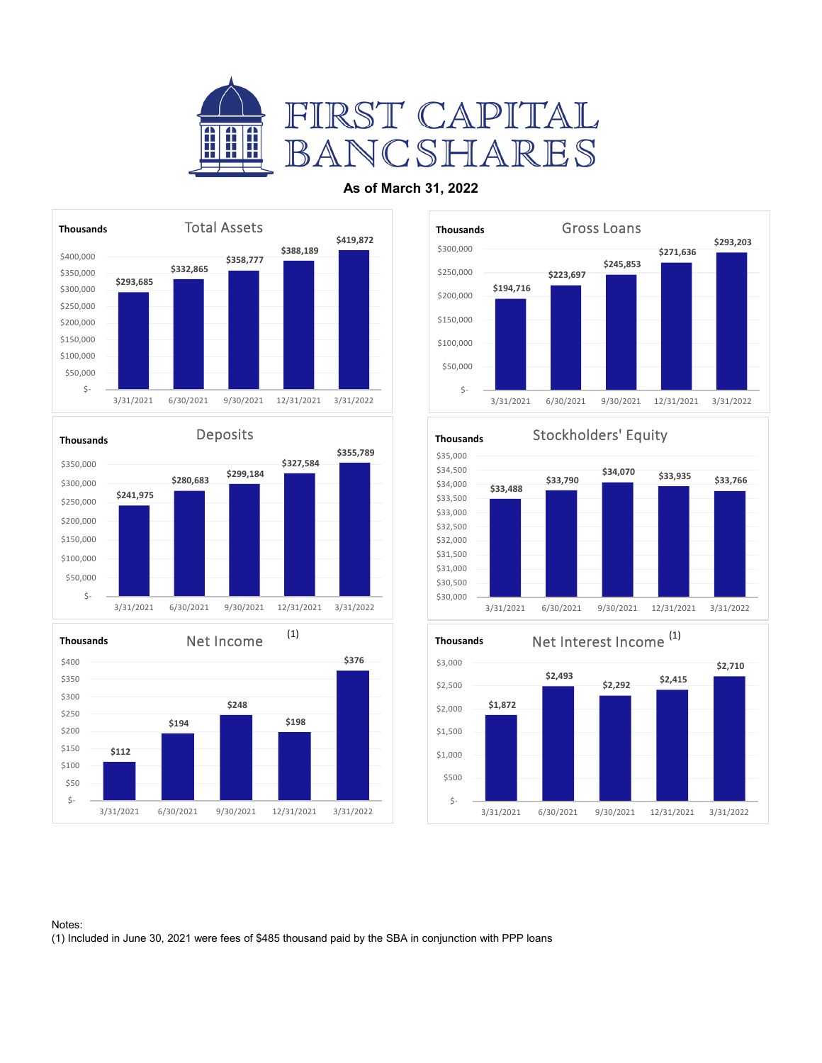# FIRST CAPITAL BANCSHARES

**As of March 31, 2022**

## Total Assets

Thousands

$400,000
$350,000
$300,000
$250,000
$200,000
$150,000
$100,000
$50,000
$-

$293,685
$332,865
$358,777
$388,189
$419,872

3/31/2021
6/30/2021
9/30/2021
12/31/2021
3/31/2022

## Gross Loans

Thousands

$300,000
$250,000
$200,000
$150,000
$100,000
$50,000
$-

$194,716
$223,697
$245,853
$271,636
$293,203

3/31/2021
6/30/2021
9/30/2021
12/31/2021
3/31/2022

## Deposits

Thousands

$350,000
$300,000
$250,000
$200,000
$150,000
$100,000
$50,000
$-

$241,975
$280,683
$299,184
$327,584
$355,789

3/31/2021
6/30/2021
9/30/2021
12/31/2021
3/31/2022

## Stockholders' Equity

Thousands

$35,000
$34,500
$34,000
$33,500
$33,000
$32,500
$32,000
$31,500
$31,000
$30,500
$30,000

$33,488
$33,790
$34,070
$33,935
$33,766

3/31/2021
6/30/2021
9/30/2021
12/31/2021
3/31/2022

## Net Income (1)

Thousands

$400
$350
$300
$250
$200
$150
$100
$50
$-

$112
$194
$248
$198
$376

3/31/2021
6/30/2021
9/30/2021
12/31/2021
3/31/2022

## Net Interest Income (1)

Thousands

$3,000
$2,500
$2,000
$1,500
$1,000
$500
$-

$1,872
$2,493
$2,292
$2,415
$2,710

3/31/2021
6/30/2021
9/30/2021
12/31/2021
3/31/2022

Notes:
(1) Included in June 30, 2021 were fees of $485 thousand paid by the SBA in conjunction with PPP loans